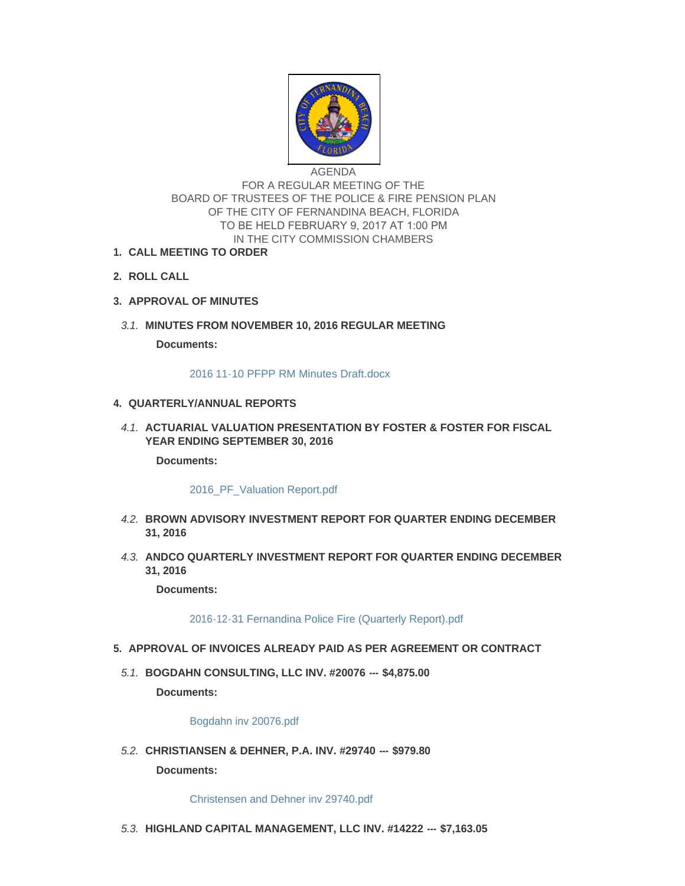AGENDA
FOR A REGULAR MEETING OF THE
BOARD OF TRUSTEES OF THE POLICE & FIRE PENSION PLAN
OF THE CITY OF FERNANDINA BEACH, FLORIDA
TO BE HELD FEBRUARY 9, 2017 AT 1:00 PM
IN THE CITY COMMISSION CHAMBERS

1. **CALL MEETING TO ORDER**

2. **ROLL CALL**

3. **APPROVAL OF MINUTES**

   3.1. **MINUTES FROM NOVEMBER 10, 2016 REGULAR MEETING**

   **Documents:**

   2016 11-10 PFPP RM Minutes Draft.docx

4. **QUARTERLY/ANNUAL REPORTS**

   4.1. **ACTUARIAL VALUATION PRESENTATION BY FOSTER & FOSTER FOR FISCAL YEAR ENDING SEPTEMBER 30, 2016**

   **Documents:**

   2016_PF_Valuation Report.pdf

   4.2. **BROWN ADVISORY INVESTMENT REPORT FOR QUARTER ENDING DECEMBER 31, 2016**

   4.3. **ANDCO QUARTERLY INVESTMENT REPORT FOR QUARTER ENDING DECEMBER 31, 2016**

   **Documents:**

   2016-12-31 Fernandina Police Fire (Quarterly Report).pdf

5. **APPROVAL OF INVOICES ALREADY PAID AS PER AGREEMENT OR CONTRACT**

   5.1. **BOGDAHN CONSULTING, LLC INV. #20076 --- $4,875.00**

   **Documents:**

   Bogdahn inv 20076.pdf

   5.2. **CHRISTIANSEN & DEHNER, P.A. INV. #29740 --- $979.80**

   **Documents:**

   Christensen and Dehner inv 29740.pdf

   5.3. **HIGHLAND CAPITAL MANAGEMENT, LLC INV. #14222 --- $7,163.05**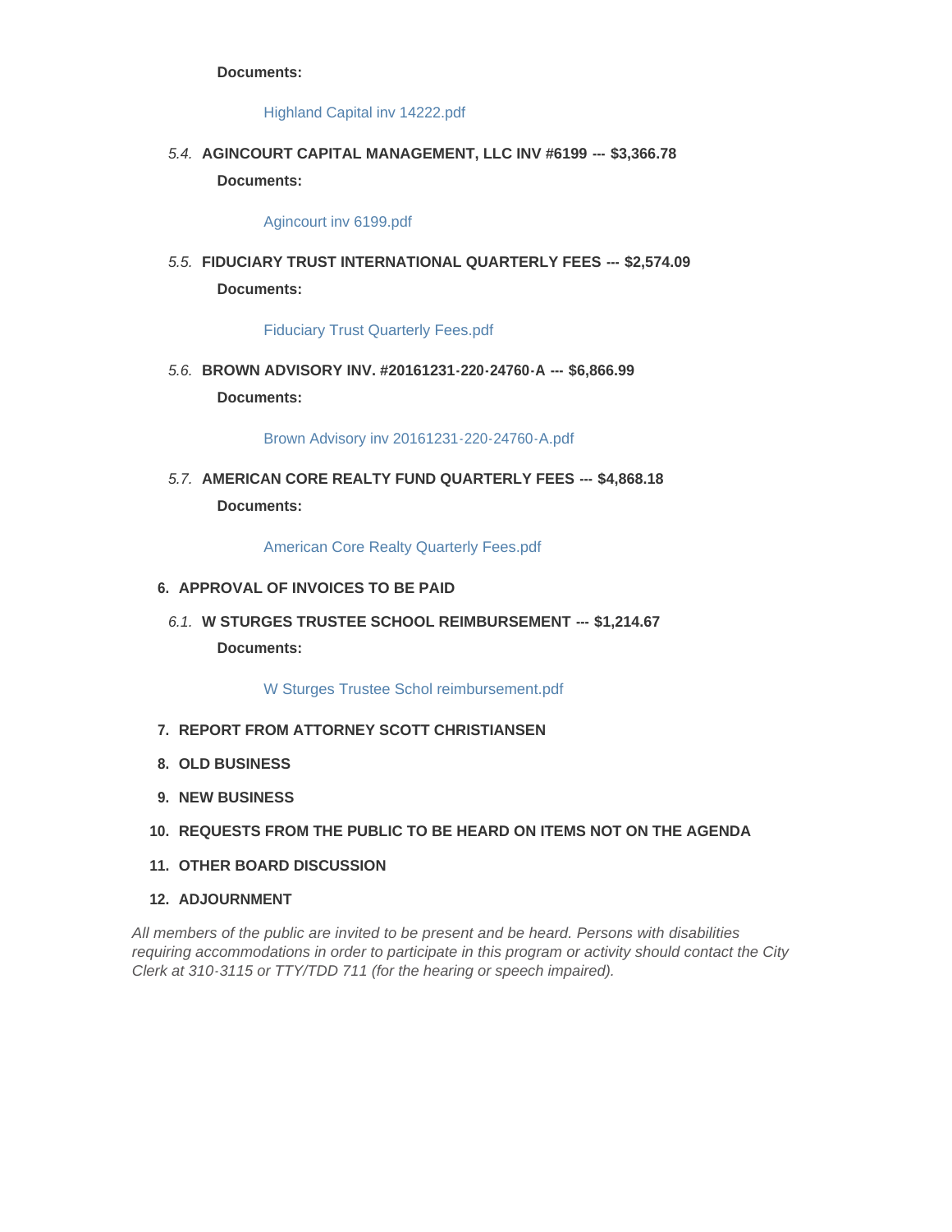**Documents:**

Highland Capital inv 14222.pdf

5.4. **AGINCOURT CAPITAL MANAGEMENT, LLC INV #6199 --- $3,366.78**

**Documents:**

Agincourt inv 6199.pdf

5.5. **FIDUCIARY TRUST INTERNATIONAL QUARTERLY FEES --- $2,574.09**

**Documents:**

Fiduciary Trust Quarterly Fees.pdf

5.6. **BROWN ADVISORY INV. #20161231-220-24760-A --- $6,866.99**

**Documents:**

Brown Advisory inv 20161231-220-24760-A.pdf

5.7. **AMERICAN CORE REALTY FUND QUARTERLY FEES --- $4,868.18**

**Documents:**

American Core Realty Quarterly Fees.pdf

6. **APPROVAL OF INVOICES TO BE PAID**

6.1. **W STURGES TRUSTEE SCHOOL REIMBURSEMENT --- $1,214.67**

**Documents:**

W Sturges Trustee Schol reimbursement.pdf

7. **REPORT FROM ATTORNEY SCOTT CHRISTIANSEN**
8. **OLD BUSINESS**
9. **NEW BUSINESS**
10. **REQUESTS FROM THE PUBLIC TO BE HEARD ON ITEMS NOT ON THE AGENDA**
11. **OTHER BOARD DISCUSSION**
12. **ADJOURNMENT**

*All members of the public are invited to be present and be heard. Persons with disabilities requiring accommodations in order to participate in this program or activity should contact the City Clerk at 310-3115 or TTY/TDD 711 (for the hearing or speech impaired).*